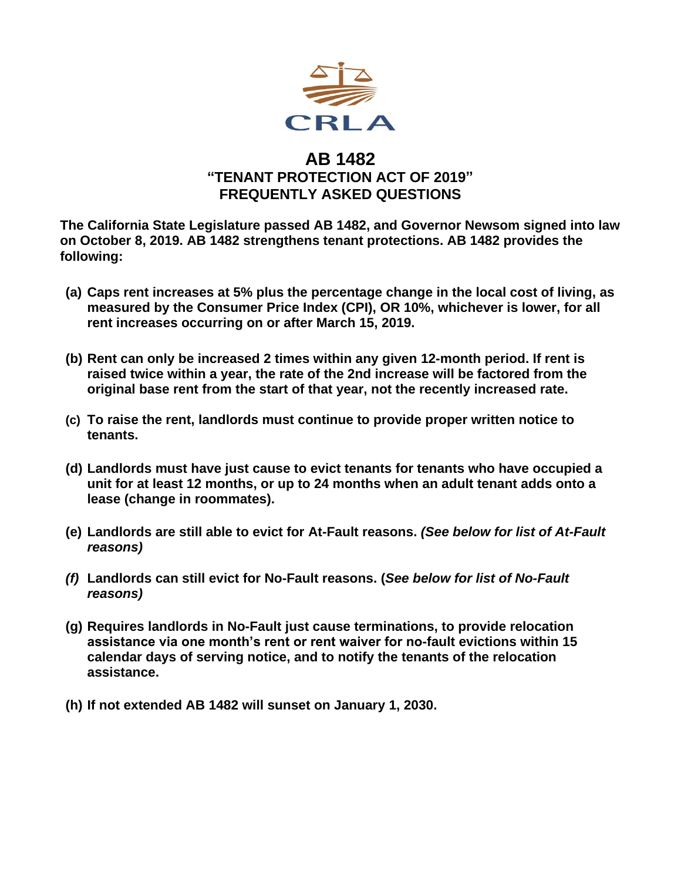CRLA

# AB 1482
## "TENANT PROTECTION ACT OF 2019"
## FREQUENTLY ASKED QUESTIONS

**The California State Legislature passed AB 1482, and Governor Newsom signed into law on October 8, 2019. AB 1482 strengthens tenant protections. AB 1482 provides the following:**

- **(a) Caps rent increases at 5% plus the percentage change in the local cost of living, as measured by the Consumer Price Index (CPI), OR 10%, whichever is lower, for all rent increases occurring on or after March 15, 2019.**

- **(b) Rent can only be increased 2 times within any given 12-month period. If rent is raised twice within a year, the rate of the 2nd increase will be factored from the original base rent from the start of that year, not the recently increased rate.**

- **(c) To raise the rent, landlords must continue to provide proper written notice to tenants.**

- **(d) Landlords must have just cause to evict tenants for tenants who have occupied a unit for at least 12 months, or up to 24 months when an adult tenant adds onto a lease (change in roommates).**

- **(e) Landlords are still able to evict for At-Fault reasons.** ***(See below for list of At-Fault reasons)***

- ***(f)*** **Landlords can still evict for No-Fault reasons. (*See below for list of No-Fault reasons)***

- **(g) Requires landlords in No-Fault just cause terminations, to provide relocation assistance via one month's rent or rent waiver for no-fault evictions within 15 calendar days of serving notice, and to notify the tenants of the relocation assistance.**

- **(h) If not extended AB 1482 will sunset on January 1, 2030.**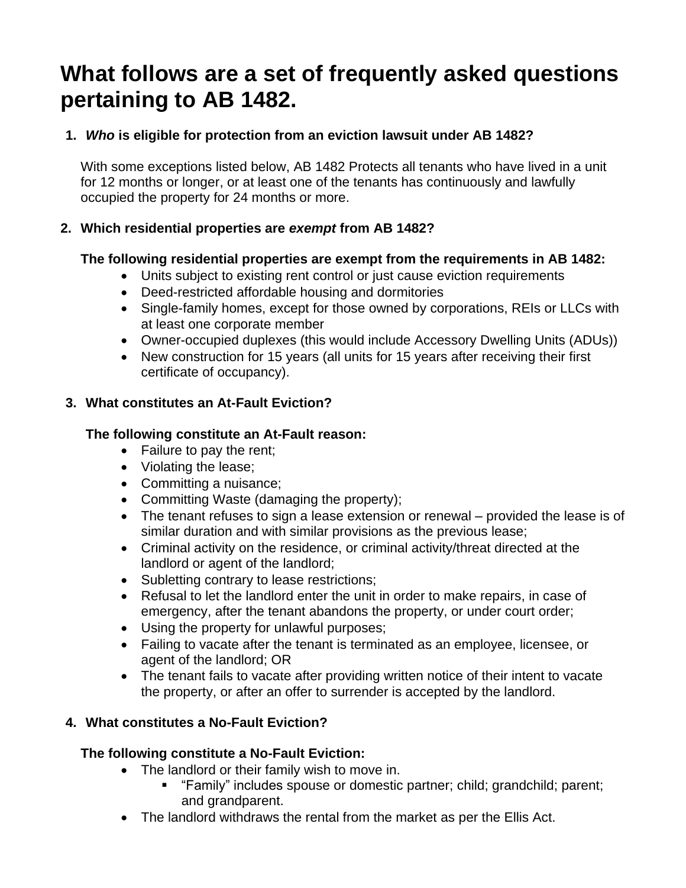# What follows are a set of frequently asked questions pertaining to AB 1482.

1. ***Who* is eligible for protection from an eviction lawsuit under AB 1482?**

   With some exceptions listed below, AB 1482 Protects all tenants who have lived in a unit for 12 months or longer, or at least one of the tenants has continuously and lawfully occupied the property for 24 months or more.

2. **Which residential properties are *exempt* from AB 1482?**

   **The following residential properties are exempt from the requirements in AB 1482:**

   - Units subject to existing rent control or just cause eviction requirements
   - Deed-restricted affordable housing and dormitories
   - Single-family homes, except for those owned by corporations, REIs or LLCs with at least one corporate member
   - Owner-occupied duplexes (this would include Accessory Dwelling Units (ADUs))
   - New construction for 15 years (all units for 15 years after receiving their first certificate of occupancy).

3. **What constitutes an At-Fault Eviction?**

   **The following constitute an At-Fault reason:**

   - Failure to pay the rent;
   - Violating the lease;
   - Committing a nuisance;
   - Committing Waste (damaging the property);
   - The tenant refuses to sign a lease extension or renewal – provided the lease is of similar duration and with similar provisions as the previous lease;
   - Criminal activity on the residence, or criminal activity/threat directed at the landlord or agent of the landlord;
   - Subletting contrary to lease restrictions;
   - Refusal to let the landlord enter the unit in order to make repairs, in case of emergency, after the tenant abandons the property, or under court order;
   - Using the property for unlawful purposes;
   - Failing to vacate after the tenant is terminated as an employee, licensee, or agent of the landlord; OR
   - The tenant fails to vacate after providing written notice of their intent to vacate the property, or after an offer to surrender is accepted by the landlord.

4. **What constitutes a No-Fault Eviction?**

   **The following constitute a No-Fault Eviction:**

   - The landlord or their family wish to move in.
     - "Family" includes spouse or domestic partner; child; grandchild; parent; and grandparent.
   - The landlord withdraws the rental from the market as per the Ellis Act.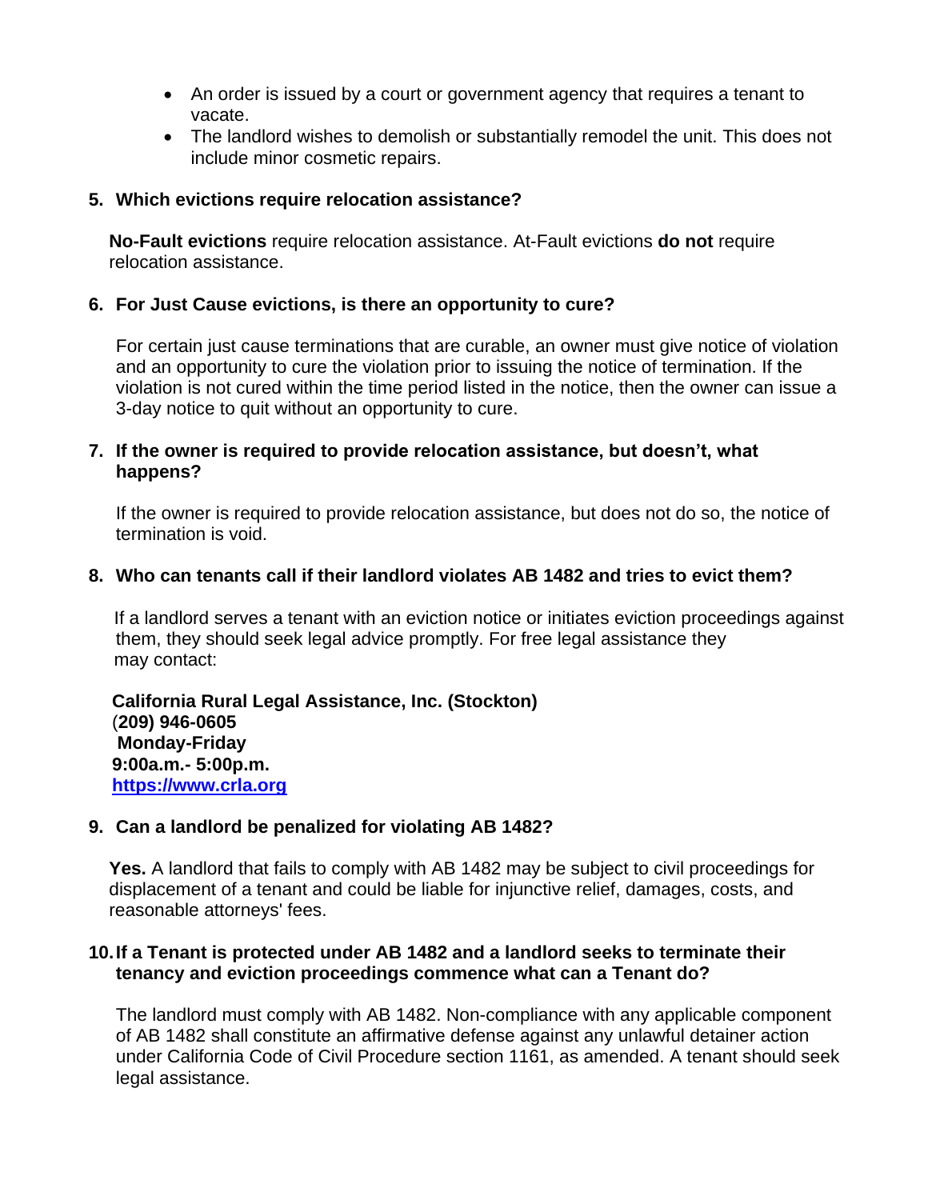- An order is issued by a court or government agency that requires a tenant to vacate.
- The landlord wishes to demolish or substantially remodel the unit. This does not include minor cosmetic repairs.

**5. Which evictions require relocation assistance?**

**No-Fault evictions** require relocation assistance. At-Fault evictions **do not** require relocation assistance.

**6. For Just Cause evictions, is there an opportunity to cure?**

For certain just cause terminations that are curable, an owner must give notice of violation and an opportunity to cure the violation prior to issuing the notice of termination. If the violation is not cured within the time period listed in the notice, then the owner can issue a 3-day notice to quit without an opportunity to cure.

**7. If the owner is required to provide relocation assistance, but doesn't, what happens?**

If the owner is required to provide relocation assistance, but does not do so, the notice of termination is void.

**8. Who can tenants call if their landlord violates AB 1482 and tries to evict them?**

If a landlord serves a tenant with an eviction notice or initiates eviction proceedings against them, they should seek legal advice promptly. For free legal assistance they may contact:

**California Rural Legal Assistance, Inc. (Stockton)**
**(209) 946-0605**
**Monday-Friday**
**9:00a.m.- 5:00p.m.**
**[https://www.crla.org](https://www.crla.org)**

**9. Can a landlord be penalized for violating AB 1482?**

**Yes.** A landlord that fails to comply with AB 1482 may be subject to civil proceedings for displacement of a tenant and could be liable for injunctive relief, damages, costs, and reasonable attorneys' fees.

**10. If a Tenant is protected under AB 1482 and a landlord seeks to terminate their tenancy and eviction proceedings commence what can a Tenant do?**

The landlord must comply with AB 1482. Non-compliance with any applicable component of AB 1482 shall constitute an affirmative defense against any unlawful detainer action under California Code of Civil Procedure section 1161, as amended. A tenant should seek legal assistance.